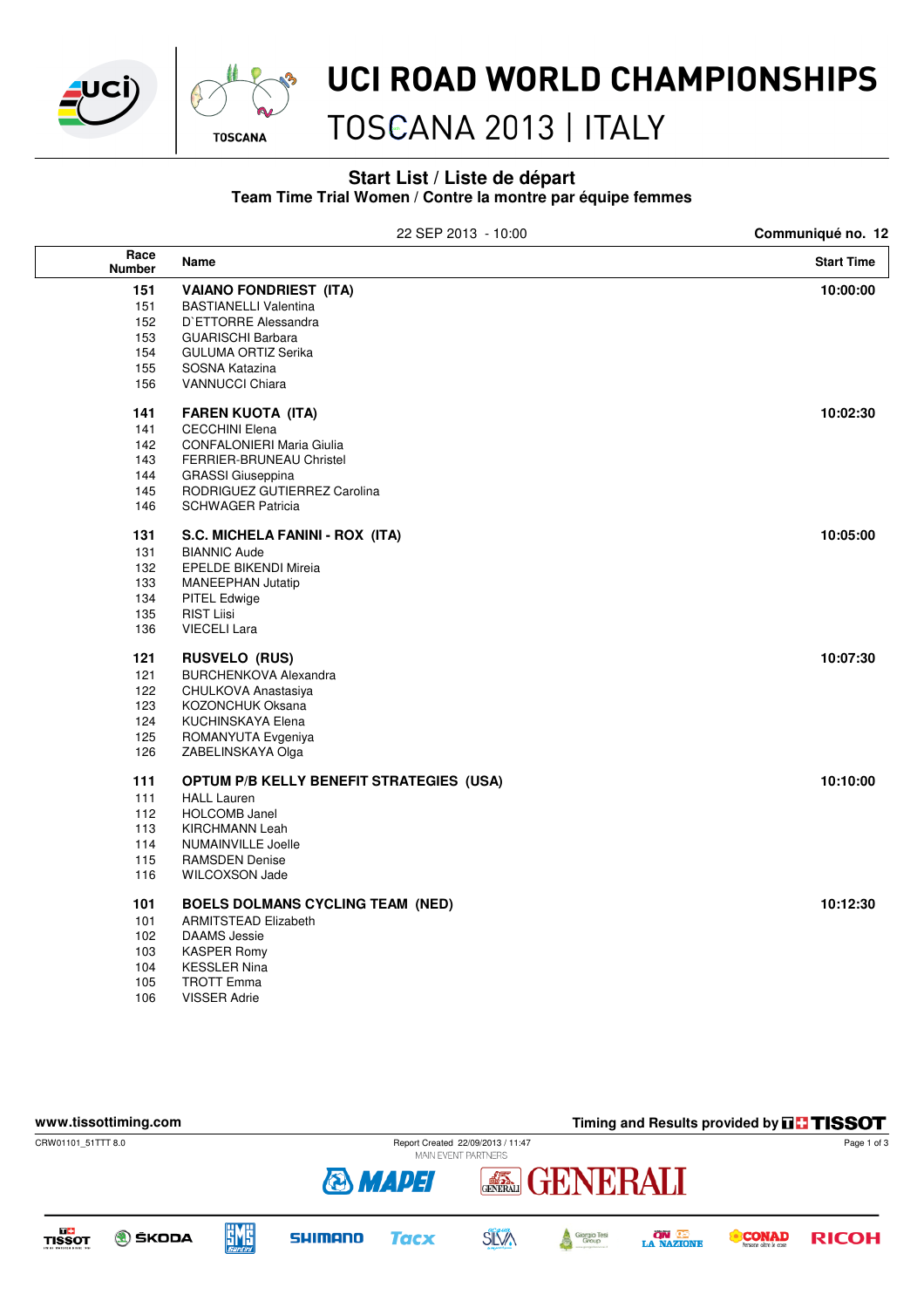# UCI ROAD WORLD CHAMPIONSHIPS

## TOSCANA 2013 | ITALY

### Start List / Liste de départ

**Team Time Trial Women / Contre la montre par équipe femmes**

22 SEP 2013 - 10:00

**Communiqué no. 12**

| Race Number | Name | Start Time |
|---|---|---|
| **151** | **VAIANO FONDRIEST (ITA)** | **10:00:00** |
| 151 | BASTIANELLI Valentina | |
| 152 | D`ETTORRE Alessandra | |
| 153 | GUARISCHI Barbara | |
| 154 | GULUMA ORTIZ Serika | |
| 155 | SOSNA Katazina | |
| 156 | VANNUCCI Chiara | |
| **141** | **FAREN KUOTA (ITA)** | **10:02:30** |
| 141 | CECCHINI Elena | |
| 142 | CONFALONIERI Maria Giulia | |
| 143 | FERRIER-BRUNEAU Christel | |
| 144 | GRASSI Giuseppina | |
| 145 | RODRIGUEZ GUTIERREZ Carolina | |
| 146 | SCHWAGER Patricia | |
| **131** | **S.C. MICHELA FANINI - ROX (ITA)** | **10:05:00** |
| 131 | BIANNIC Aude | |
| 132 | EPELDE BIKENDI Mireia | |
| 133 | MANEEPHAN Jutatip | |
| 134 | PITEL Edwige | |
| 135 | RIST Liisi | |
| 136 | VIECELI Lara | |
| **121** | **RUSVELO (RUS)** | **10:07:30** |
| 121 | BURCHENKOVA Alexandra | |
| 122 | CHULKOVA Anastasiya | |
| 123 | KOZONCHUK Oksana | |
| 124 | KUCHINSKAYA Elena | |
| 125 | ROMANYUTA Evgeniya | |
| 126 | ZABELINSKAYA Olga | |
| **111** | **OPTUM P/B KELLY BENEFIT STRATEGIES (USA)** | **10:10:00** |
| 111 | HALL Lauren | |
| 112 | HOLCOMB Janel | |
| 113 | KIRCHMANN Leah | |
| 114 | NUMAINVILLE Joelle | |
| 115 | RAMSDEN Denise | |
| 116 | WILCOXSON Jade | |
| **101** | **BOELS DOLMANS CYCLING TEAM (NED)** | **10:12:30** |
| 101 | ARMITSTEAD Elizabeth | |
| 102 | DAAMS Jessie | |
| 103 | KASPER Romy | |
| 104 | KESSLER Nina | |
| 105 | TROTT Emma | |
| 106 | VISSER Adrie | |

www.tissottiming.com

Timing and Results provided by TISSOT

CRW01101_51TTT 8.0

Report Created 22/09/2013 / 11:47

MAIN EVENT PARTNERS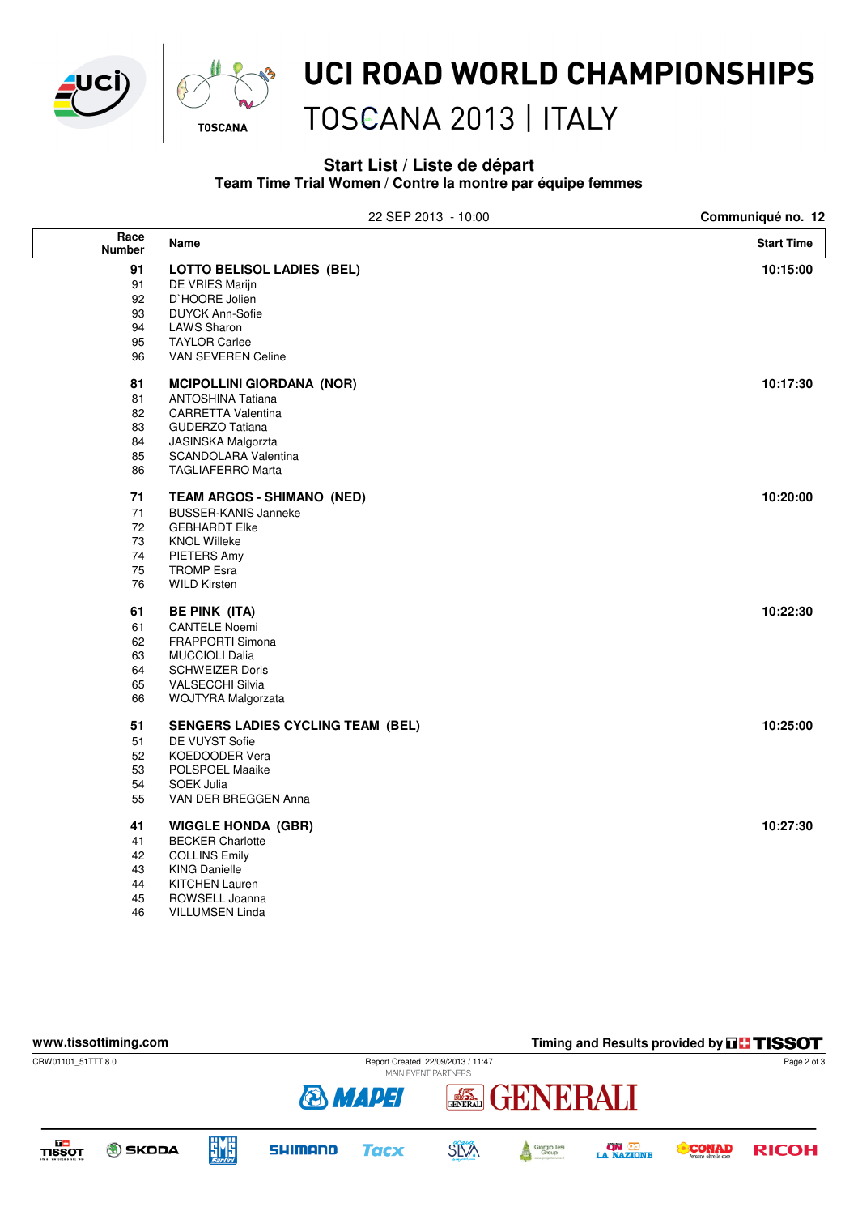# UCI ROAD WORLD CHAMPIONSHIPS

## TOSCANA 2013 | ITALY

### Start List / Liste de départ

**Team Time Trial Women / Contre la montre par équipe femmes**

22 SEP 2013 - 10:00 — **Communiqué no. 12**

| Race Number | Name | Start Time |
|---|---|---|
| **91** | **LOTTO BELISOL LADIES (BEL)** | **10:15:00** |
| 91 | DE VRIES Marijn | |
| 92 | D`HOORE Jolien | |
| 93 | DUYCK Ann-Sofie | |
| 94 | LAWS Sharon | |
| 95 | TAYLOR Carlee | |
| 96 | VAN SEVEREN Celine | |
| **81** | **MCIPOLLINI GIORDANA (NOR)** | **10:17:30** |
| 81 | ANTOSHINA Tatiana | |
| 82 | CARRETTA Valentina | |
| 83 | GUDERZO Tatiana | |
| 84 | JASINSKA Malgorzta | |
| 85 | SCANDOLARA Valentina | |
| 86 | TAGLIAFERRO Marta | |
| **71** | **TEAM ARGOS - SHIMANO (NED)** | **10:20:00** |
| 71 | BUSSER-KANIS Janneke | |
| 72 | GEBHARDT Elke | |
| 73 | KNOL Willeke | |
| 74 | PIETERS Amy | |
| 75 | TROMP Esra | |
| 76 | WILD Kirsten | |
| **61** | **BE PINK (ITA)** | **10:22:30** |
| 61 | CANTELE Noemi | |
| 62 | FRAPPORTI Simona | |
| 63 | MUCCIOLI Dalia | |
| 64 | SCHWEIZER Doris | |
| 65 | VALSECCHI Silvia | |
| 66 | WOJTYRA Malgorzata | |
| **51** | **SENGERS LADIES CYCLING TEAM (BEL)** | **10:25:00** |
| 51 | DE VUYST Sofie | |
| 52 | KOEDOODER Vera | |
| 53 | POLSPOEL Maaike | |
| 54 | SOEK Julia | |
| 55 | VAN DER BREGGEN Anna | |
| **41** | **WIGGLE HONDA (GBR)** | **10:27:30** |
| 41 | BECKER Charlotte | |
| 42 | COLLINS Emily | |
| 43 | KING Danielle | |
| 44 | KITCHEN Lauren | |
| 45 | ROWSELL Joanna | |
| 46 | VILLUMSEN Linda | |

www.tissottiming.com — Timing and Results provided by TISSOT

CRW01101_51TTT 8.0 — Report Created 22/09/2013 / 11:47

MAIN EVENT PARTNERS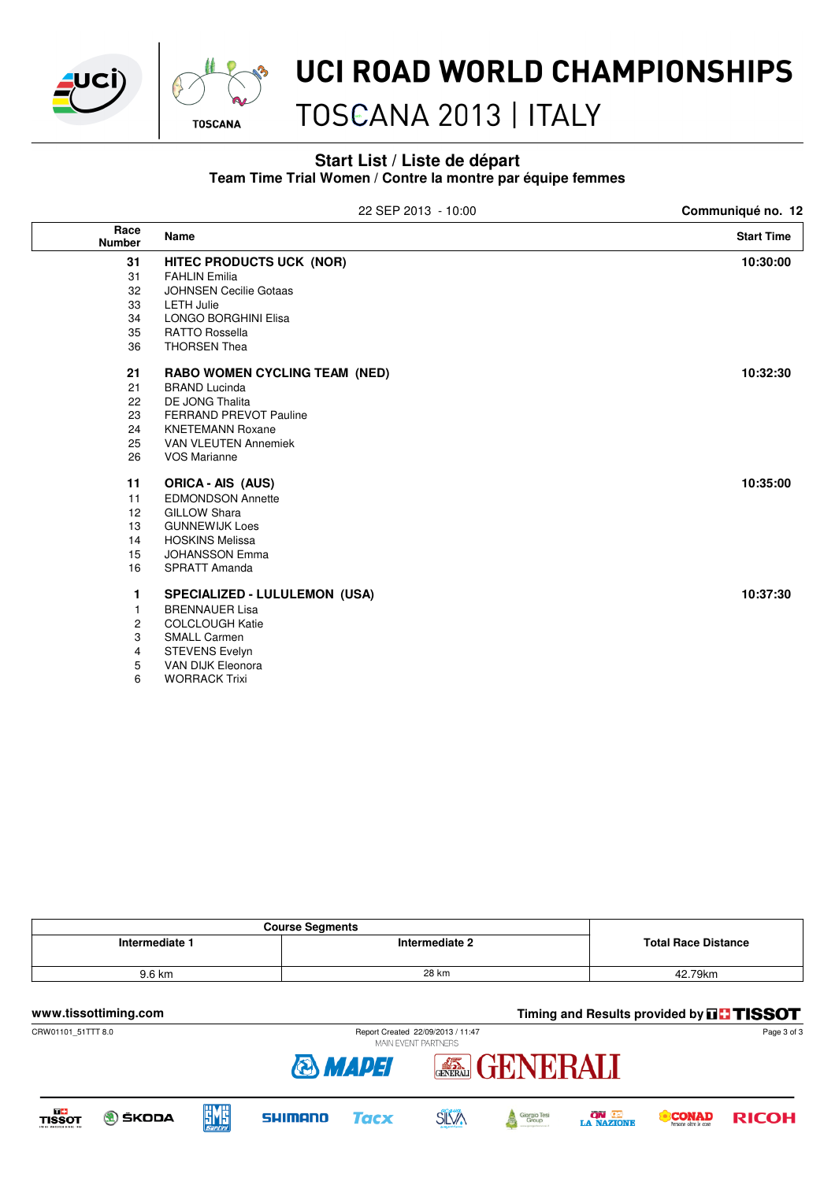# UCI ROAD WORLD CHAMPIONSHIPS
## TOSCANA 2013 | ITALY

### Start List / Liste de départ
### Team Time Trial Women / Contre la montre par équipe femmes

22 SEP 2013 - 10:00

**Communiqué no. 12**

| Race Number | Name | Start Time |
|---|---|---|
| **31** | **HITEC PRODUCTS UCK (NOR)** | **10:30:00** |
| 31 | FAHLIN Emilia | |
| 32 | JOHNSEN Cecilie Gotaas | |
| 33 | LETH Julie | |
| 34 | LONGO BORGHINI Elisa | |
| 35 | RATTO Rossella | |
| 36 | THORSEN Thea | |
| **21** | **RABO WOMEN CYCLING TEAM (NED)** | **10:32:30** |
| 21 | BRAND Lucinda | |
| 22 | DE JONG Thalita | |
| 23 | FERRAND PREVOT Pauline | |
| 24 | KNETEMANN Roxane | |
| 25 | VAN VLEUTEN Annemiek | |
| 26 | VOS Marianne | |
| **11** | **ORICA - AIS (AUS)** | **10:35:00** |
| 11 | EDMONDSON Annette | |
| 12 | GILLOW Shara | |
| 13 | GUNNEWIJK Loes | |
| 14 | HOSKINS Melissa | |
| 15 | JOHANSSON Emma | |
| 16 | SPRATT Amanda | |
| **1** | **SPECIALIZED - LULULEMON (USA)** | **10:37:30** |
| 1 | BRENNAUER Lisa | |
| 2 | COLCLOUGH Katie | |
| 3 | SMALL Carmen | |
| 4 | STEVENS Evelyn | |
| 5 | VAN DIJK Eleonora | |
| 6 | WORRACK Trixi | |

| Course Segments | | Total Race Distance |
|---|---|---|
| Intermediate 1 | Intermediate 2 | |
| 9.6 km | 28 km | 42.79km |

www.tissottiming.com

Timing and Results provided by TISSOT

CRW01101_51TTT 8.0

Report Created 22/09/2013 / 11:47

MAIN EVENT PARTNERS